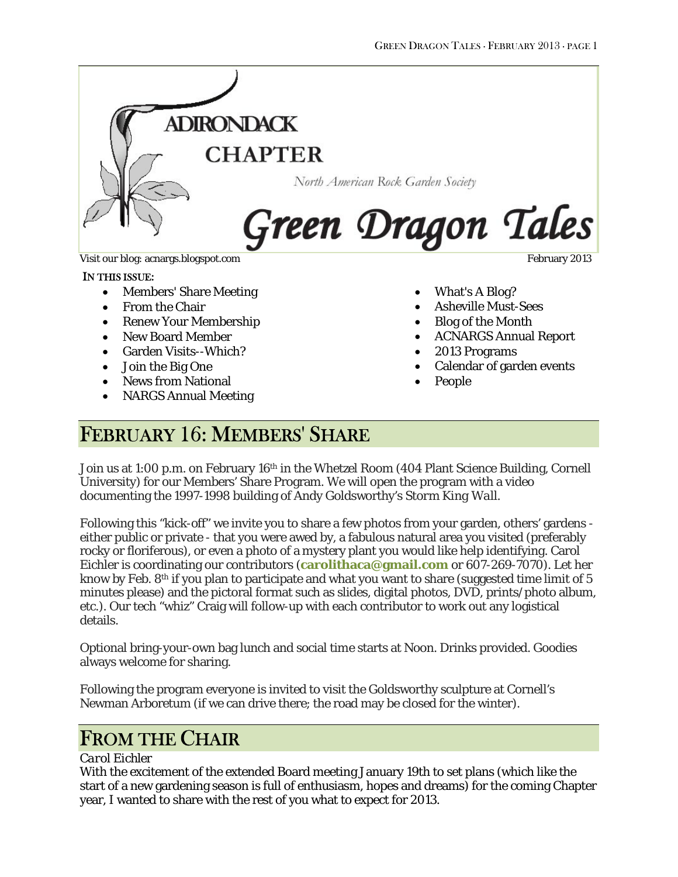# Adirondack Chapter

North American Rock Garden Society

# Green Dragon Tales

Visit our blog: acnargs.blogspot.com

February 2013

**IN THIS ISSUE:**

- Members' Share Meeting
- From the Chair
- Renew Your Membership
- New Board Member
- Garden Visits--Which?
- Join the Big One
- News from National
- NARGS Annual Meeting
- What's A Blog?
- Asheville Must-Sees
- Blog of the Month
- ACNARGS Annual Report
- 2013 Programs
- Calendar of garden events
- People

## FEBRUARY 16: MEMBERS' SHARE

Join us at 1:00 p.m. on February 16th in the Whetzel Room (404 Plant Science Building, Cornell University) for our Members' Share Program. We will open the program with a video documenting the 1997-1998 building of Andy Goldsworthy's Storm King Wall.

Following this "kick-off" we invite you to share a few photos from your garden, others' gardens - either public or private - that you were awed by, a fabulous natural area you visited (preferably rocky or floriferous), or even a photo of a mystery plant you would like help identifying. Carol Eichler is coordinating our contributors (**carolithaca@gmail.com** or 607-269-7070). Let her know by Feb. 8th if you plan to participate and what you want to share (suggested time limit of 5 minutes please) and the pictoral format such as slides, digital photos, DVD, prints/photo album, etc.). Our tech "whiz" Craig will follow-up with each contributor to work out any logistical details.

Optional bring-your-own bag lunch and social time starts at Noon. Drinks provided. Goodies always welcome for sharing.

Following the program everyone is invited to visit the Goldsworthy sculpture at Cornell's Newman Arboretum (if we can drive there; the road may be closed for the winter).

## FROM THE CHAIR

*Carol Eichler*

With the excitement of the extended Board meeting January 19th to set plans (which like the start of a new gardening season is full of enthusiasm, hopes and dreams) for the coming Chapter year, I wanted to share with the rest of you what to expect for 2013.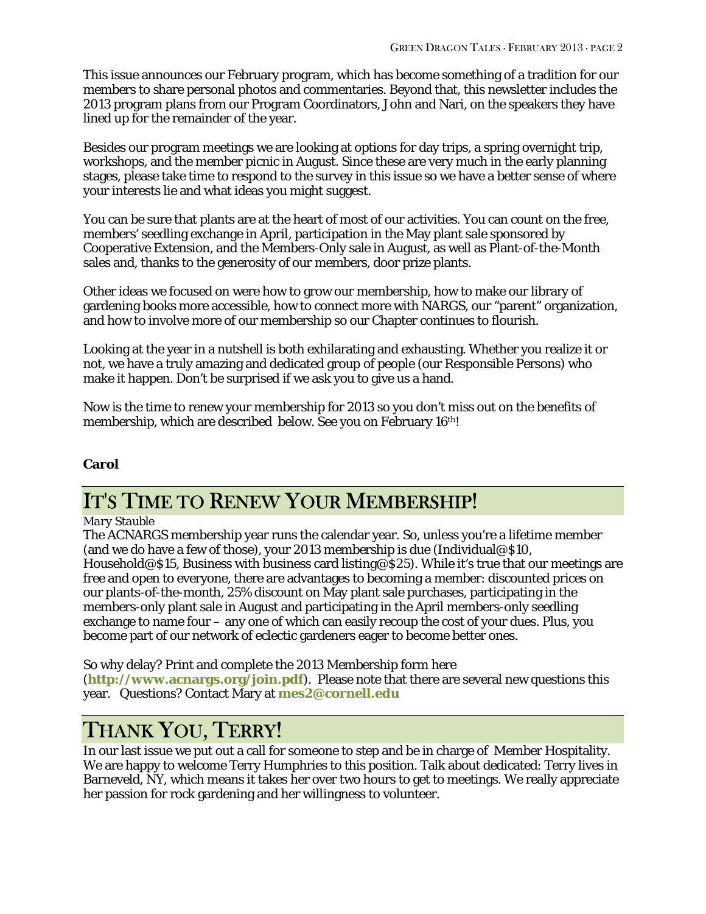This issue announces our February program, which has become something of a tradition for our members to share personal photos and commentaries. Beyond that, this newsletter includes the 2013 program plans from our Program Coordinators, John and Nari, on the speakers they have lined up for the remainder of the year.

Besides our program meetings we are looking at options for day trips, a spring overnight trip, workshops, and the member picnic in August. Since these are very much in the early planning stages, please take time to respond to the survey in this issue so we have a better sense of where your interests lie and what ideas you might suggest.

You can be sure that plants are at the heart of most of our activities. You can count on the free, members' seedling exchange in April, participation in the May plant sale sponsored by Cooperative Extension, and the Members-Only sale in August, as well as Plant-of-the-Month sales and, thanks to the generosity of our members, door prize plants.

Other ideas we focused on were how to grow our membership, how to make our library of gardening books more accessible, how to connect more with NARGS, our "parent" organization, and how to involve more of our membership so our Chapter continues to flourish.

Looking at the year in a nutshell is both exhilarating and exhausting. Whether you realize it or not, we have a truly amazing and dedicated group of people (our Responsible Persons) who make it happen. Don't be surprised if we ask you to give us a hand.

Now is the time to renew your membership for 2013 so you don't miss out on the benefits of membership, which are described below. See you on February 16th!

**Carol**

## It's Time to Renew Your Membership!

*Mary Stauble*

The ACNARGS membership year runs the calendar year. So, unless you're a lifetime member (and we do have a few of those), your 2013 membership is due (Individual@$10, Household@$15, Business with business card listing@$25). While it's true that our meetings are free and open to everyone, there are advantages to becoming a member: discounted prices on our plants-of-the-month, 25% discount on May plant sale purchases, participating in the members-only plant sale in August and participating in the April members-only seedling exchange to name four – any one of which can easily recoup the cost of your dues. Plus, you become part of our network of eclectic gardeners eager to become better ones.

So why delay? Print and complete the 2013 Membership form here (**http://www.acnargs.org/join.pdf**). Please note that there are several new questions this year. Questions? Contact Mary at **mes2@cornell.edu**

## Thank You, Terry!

In our last issue we put out a call for someone to step and be in charge of Member Hospitality. We are happy to welcome Terry Humphries to this position. Talk about dedicated: Terry lives in Barneveld, NY, which means it takes her over two hours to get to meetings. We really appreciate her passion for rock gardening and her willingness to volunteer.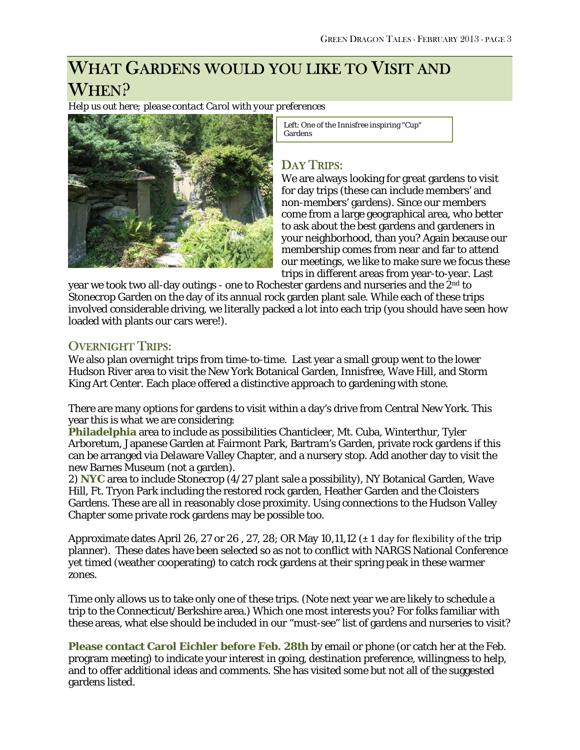# WHAT GARDENS WOULD YOU LIKE TO VISIT AND WHEN?

*Help us out here; please contact Carol with your preferences*

Left: One of the Innisfree inspiring "Cup" Gardens

## DAY TRIPS:

We are always looking for great gardens to visit for day trips (these can include members' and non-members' gardens). Since our members come from a large geographical area, who better to ask about the best gardens and gardeners in your neighborhood, than you? Again because our membership comes from near and far to attend our meetings, we like to make sure we focus these trips in different areas from year-to-year. Last year we took two all-day outings - one to Rochester gardens and nurseries and the 2nd to Stonecrop Garden on the day of its annual rock garden plant sale. While each of these trips involved considerable driving, we literally packed a lot into each trip (you should have seen how loaded with plants our cars were!).

## OVERNIGHT TRIPS:

We also plan overnight trips from time-to-time. Last year a small group went to the lower Hudson River area to visit the New York Botanical Garden, Innisfree, Wave Hill, and Storm King Art Center. Each place offered a distinctive approach to gardening with stone.

There are many options for gardens to visit within a day's drive from Central New York. This year this is what we are considering:

**Philadelphia** area to include as possibilities Chanticleer, Mt. Cuba, Winterthur, Tyler Arboretum, Japanese Garden at Fairmont Park, Bartram's Garden, private rock gardens if this can be arranged via Delaware Valley Chapter, and a nursery stop. Add another day to visit the new Barnes Museum (not a garden).

2) **NYC** area to include Stonecrop (4/27 plant sale a possibility), NY Botanical Garden, Wave Hill, Ft. Tryon Park including the restored rock garden, Heather Garden and the Cloisters Gardens. These are all in reasonably close proximity. Using connections to the Hudson Valley Chapter some private rock gardens may be possible too.

Approximate dates April 26, 27 or 26 , 27, 28; OR May 10,11,12 (± 1 day for flexibility of the trip planner). These dates have been selected so as not to conflict with NARGS National Conference yet timed (weather cooperating) to catch rock gardens at their spring peak in these warmer zones.

Time only allows us to take only one of these trips. (Note next year we are likely to schedule a trip to the Connecticut/Berkshire area.) Which one most interests you? For folks familiar with these areas, what else should be included in our "must-see" list of gardens and nurseries to visit?

**Please contact Carol Eichler before Feb. 28th** by email or phone (or catch her at the Feb. program meeting) to indicate your interest in going, destination preference, willingness to help, and to offer additional ideas and comments. She has visited some but not all of the suggested gardens listed.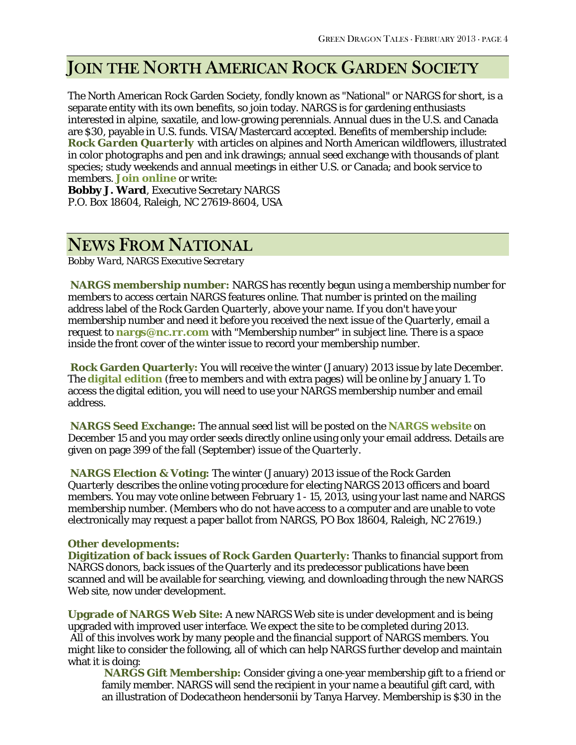# Join the North American Rock Garden Society

The North American Rock Garden Society, fondly known as "National" or NARGS for short, is a separate entity with its own benefits, so join today. NARGS is for gardening enthusiasts interested in alpine, saxatile, and low-growing perennials. Annual dues in the U.S. and Canada are $30, payable in U.S. funds. VISA/Mastercard accepted. Benefits of membership include: **Rock Garden Quarterly** with articles on alpines and North American wildflowers, illustrated in color photographs and pen and ink drawings; annual seed exchange with thousands of plant species; study weekends and annual meetings in either U.S. or Canada; and book service to members. **Join online** or write:
**Bobby J. Ward**, Executive Secretary NARGS
P.O. Box 18604, Raleigh, NC 27619-8604, USA

# News From National

*Bobby Ward, NARGS Executive Secretary*

**NARGS membership number:** NARGS has recently begun using a membership number for members to access certain NARGS features online. That number is printed on the mailing address label of the *Rock Garden Quarterly*, above your name. If you don't have your membership number and need it before you received the next issue of the *Quarterly*, email a request to **nargs@nc.rr.com** with "Membership number" in subject line. There is a space inside the front cover of the winter issue to record your membership number.

**Rock Garden Quarterly:** You will receive the winter (January) 2013 issue by late December. The **digital edition** (free to members and with extra pages) will be online by January 1. To access the digital edition, you will need to use your NARGS membership number and email address.

**NARGS Seed Exchange:** The annual seed list will be posted on the **NARGS website** on December 15 and you may order seeds directly online using only your email address. Details are given on page 399 of the fall (September) issue of the *Quarterly*.

**NARGS Election & Voting:** The winter (January) 2013 issue of the *Rock Garden Quarterly* describes the online voting procedure for electing NARGS 2013 officers and board members. You may vote online between February 1 - 15, 2013, using your last name and NARGS membership number. (Members who do not have access to a computer and are unable to vote electronically may request a paper ballot from NARGS, PO Box 18604, Raleigh, NC 27619.)

**Other developments:**
**Digitization of back issues of Rock Garden Quarterly:** Thanks to financial support from NARGS donors, back issues of the *Quarterly* and its predecessor publications have been scanned and will be available for searching, viewing, and downloading through the new NARGS Web site, now under development.

**Upgrade of NARGS Web Site:** A new NARGS Web site is under development and is being upgraded with improved user interface. We expect the site to be completed during 2013. All of this involves work by many people and the financial support of NARGS members. You might like to consider the following, all of which can help NARGS further develop and maintain what it is doing:

> **NARGS Gift Membership:** Consider giving a one-year membership gift to a friend or family member. NARGS will send the recipient in your name a beautiful gift card, with an illustration of *Dodecatheon hendersonii* by Tanya Harvey. Membership is $30 in the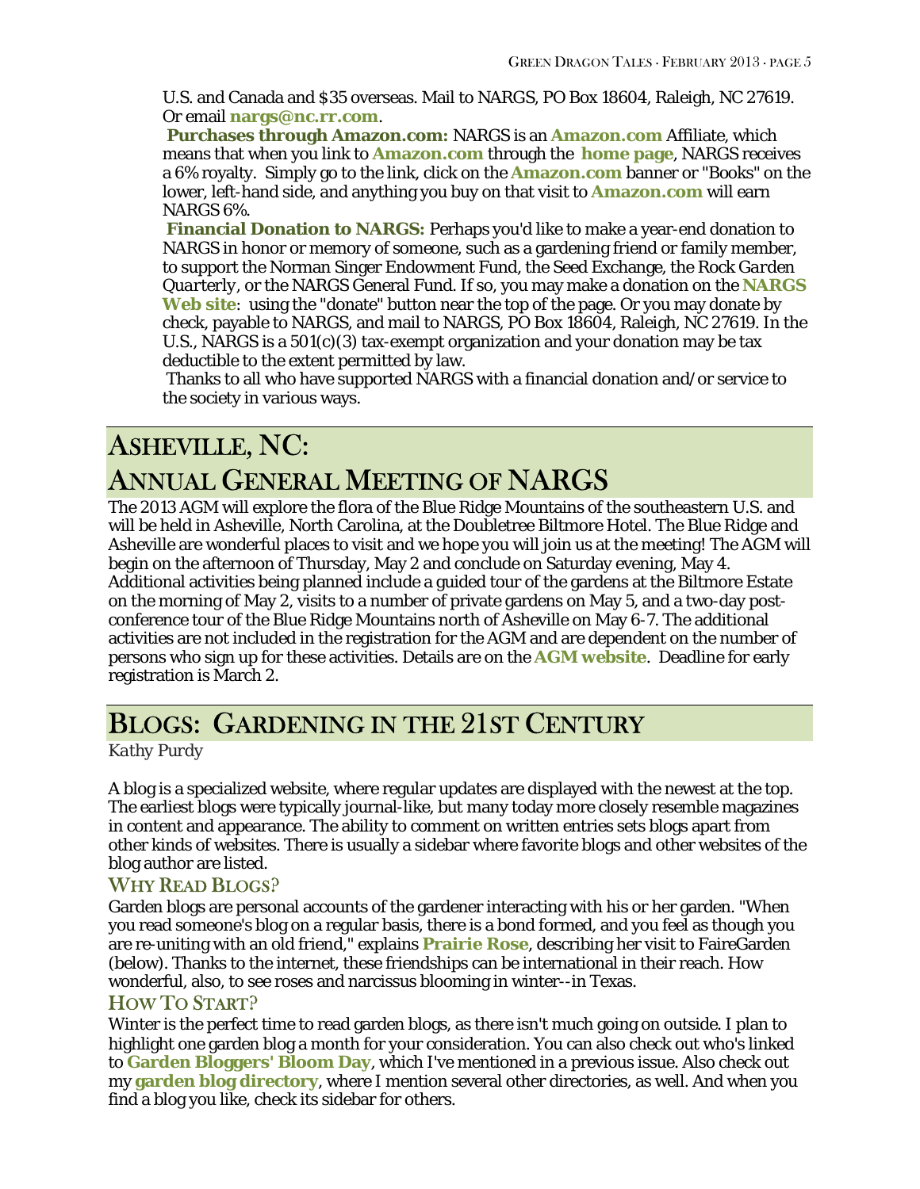U.S. and Canada and $35 overseas. Mail to NARGS, PO Box 18604, Raleigh, NC 27619. Or email **nargs@nc.rr.com**.

**Purchases through Amazon.com:** NARGS is an **Amazon.com** Affiliate, which means that when you link to **Amazon.com** through the **home page**, NARGS receives a 6% royalty. Simply go to the link, click on the **Amazon.com** banner or "Books" on the lower, left-hand side, and anything you buy on that visit to **Amazon.com** will earn NARGS 6%.

**Financial Donation to NARGS:** Perhaps you'd like to make a year-end donation to NARGS in honor or memory of someone, such as a gardening friend or family member, to support the Norman Singer Endowment Fund, the Seed Exchange, the *Rock Garden Quarterly*, or the NARGS General Fund. If so, you may make a donation on the **NARGS Web site**: using the "donate" button near the top of the page. Or you may donate by check, payable to NARGS, and mail to NARGS, PO Box 18604, Raleigh, NC 27619. In the U.S., NARGS is a 501(c)(3) tax-exempt organization and your donation may be tax deductible to the extent permitted by law.

Thanks to all who have supported NARGS with a financial donation and/or service to the society in various ways.

# Asheville, NC: Annual General Meeting of NARGS

The 2013 AGM will explore the flora of the Blue Ridge Mountains of the southeastern U.S. and will be held in Asheville, North Carolina, at the Doubletree Biltmore Hotel. The Blue Ridge and Asheville are wonderful places to visit and we hope you will join us at the meeting! The AGM will begin on the afternoon of Thursday, May 2 and conclude on Saturday evening, May 4. Additional activities being planned include a guided tour of the gardens at the Biltmore Estate on the morning of May 2, visits to a number of private gardens on May 5, and a two-day post-conference tour of the Blue Ridge Mountains north of Asheville on May 6-7. The additional activities are not included in the registration for the AGM and are dependent on the number of persons who sign up for these activities. Details are on the **AGM website**. Deadline for early registration is March 2.

# Blogs: Gardening in the 21st Century

*Kathy Purdy*

A blog is a specialized website, where regular updates are displayed with the newest at the top. The earliest blogs were typically journal-like, but many today more closely resemble magazines in content and appearance. The ability to comment on written entries sets blogs apart from other kinds of websites. There is usually a sidebar where favorite blogs and other websites of the blog author are listed.

## Why Read Blogs?

Garden blogs are personal accounts of the gardener interacting with his or her garden. "When you read someone's blog on a regular basis, there is a bond formed, and you feel as though you are re-uniting with an old friend," explains **Prairie Rose**, describing her visit to FaireGarden (below). Thanks to the internet, these friendships can be international in their reach. How wonderful, also, to see roses and narcissus blooming in winter--in Texas.

## How To Start?

Winter is the perfect time to read garden blogs, as there isn't much going on outside. I plan to highlight one garden blog a month for your consideration. You can also check out who's linked to **Garden Bloggers' Bloom Day**, which I've mentioned in a previous issue. Also check out my **garden blog directory**, where I mention several other directories, as well. And when you find a blog you like, check its sidebar for others.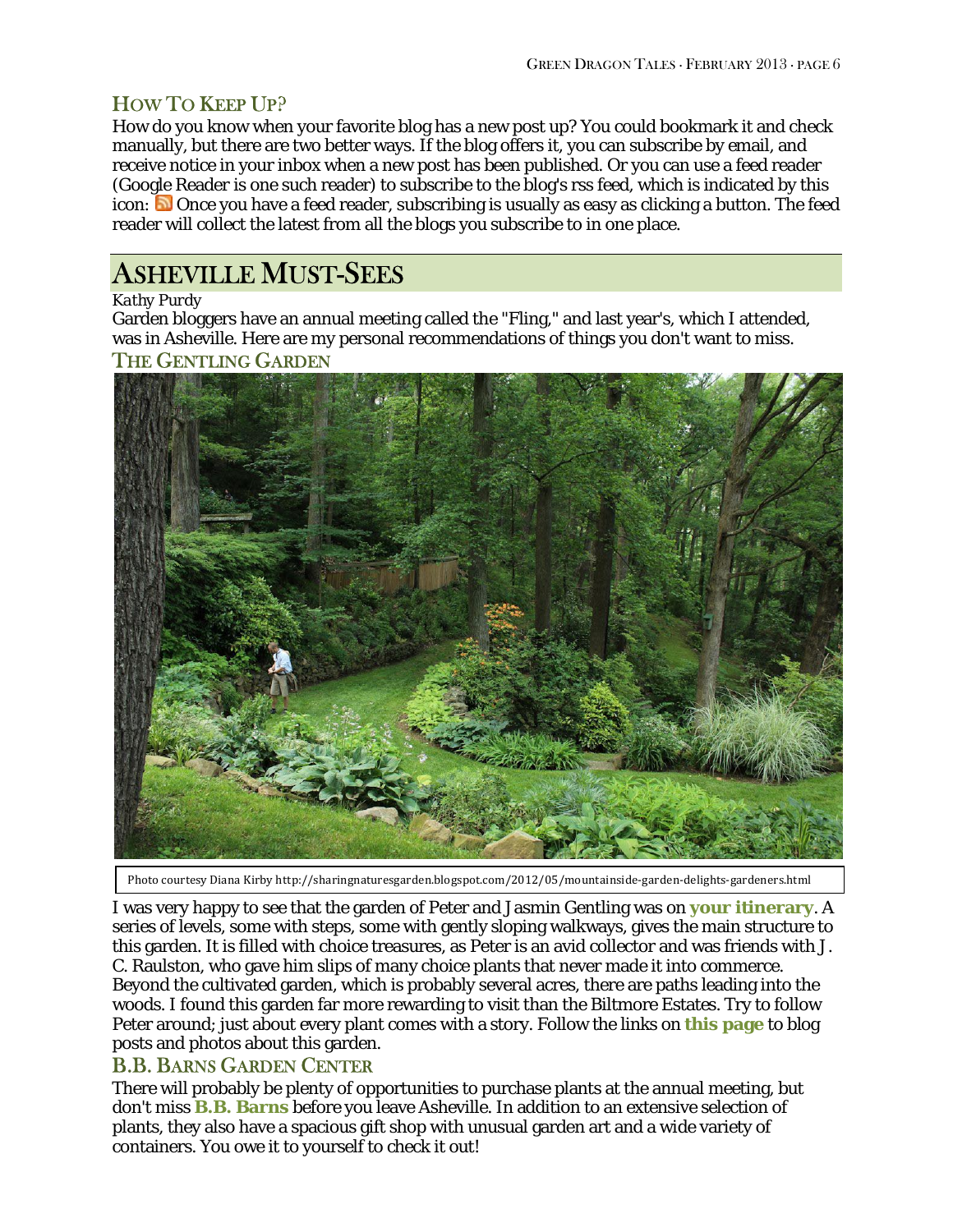## How To Keep Up?

How do you know when your favorite blog has a new post up? You could bookmark it and check manually, but there are two better ways. If the blog offers it, you can subscribe by email, and receive notice in your inbox when a new post has been published. Or you can use a feed reader (Google Reader is one such reader) to subscribe to the blog's rss feed, which is indicated by this icon: Once you have a feed reader, subscribing is usually as easy as clicking a button. The feed reader will collect the latest from all the blogs you subscribe to in one place.

# Asheville Must-Sees

*Kathy Purdy*

Garden bloggers have an annual meeting called the "Fling," and last year's, which I attended, was in Asheville. Here are my personal recommendations of things you don't want to miss.

### The Gentling Garden

Photo courtesy Diana Kirby http://sharingnaturesgarden.blogspot.com/2012/05/mountainside-garden-delights-gardeners.html

I was very happy to see that the garden of Peter and Jasmin Gentling was on **your itinerary**. A series of levels, some with steps, some with gently sloping walkways, gives the main structure to this garden. It is filled with choice treasures, as Peter is an avid collector and was friends with J. C. Raulston, who gave him slips of many choice plants that never made it into commerce. Beyond the cultivated garden, which is probably several acres, there are paths leading into the woods. I found this garden far more rewarding to visit than the Biltmore Estates. Try to follow Peter around; just about every plant comes with a story. Follow the links on **this page** to blog posts and photos about this garden.

### B.B. Barns Garden Center

There will probably be plenty of opportunities to purchase plants at the annual meeting, but don't miss **B.B. Barns** before you leave Asheville. In addition to an extensive selection of plants, they also have a spacious gift shop with unusual garden art and a wide variety of containers. You owe it to yourself to check it out!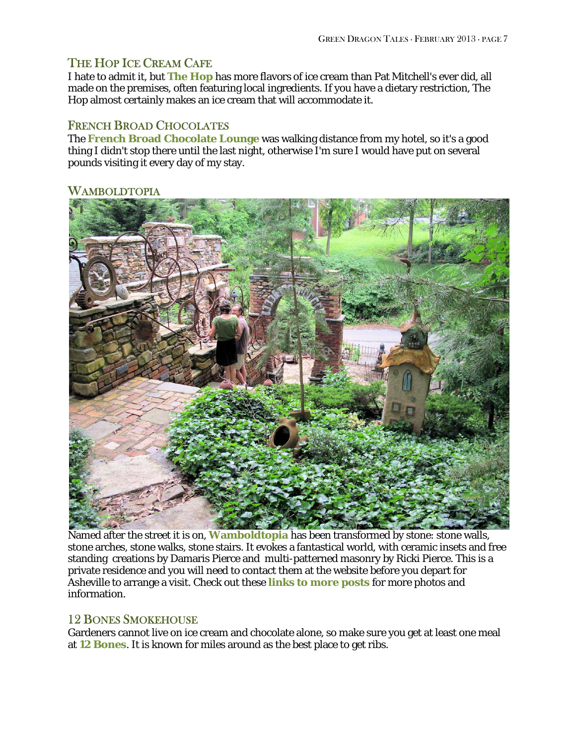## The Hop Ice Cream Cafe

I hate to admit it, but **The Hop** has more flavors of ice cream than Pat Mitchell's ever did, all made on the premises, often featuring local ingredients. If you have a dietary restriction, The Hop almost certainly makes an ice cream that will accommodate it.

## French Broad Chocolates

The **French Broad Chocolate Lounge** was walking distance from my hotel, so it's a good thing I didn't stop there until the last night, otherwise I'm sure I would have put on several pounds visiting it every day of my stay.

## Wamboldtopia

Named after the street it is on, **Wamboldtopia** has been transformed by stone: stone walls, stone arches, stone walks, stone stairs. It evokes a fantastical world, with ceramic insets and free standing creations by Damaris Pierce and multi-patterned masonry by Ricki Pierce. This is a private residence and you will need to contact them at the website before you depart for Asheville to arrange a visit. Check out these **links to more posts** for more photos and information.

## 12 Bones Smokehouse

Gardeners cannot live on ice cream and chocolate alone, so make sure you get at least one meal at **12 Bones**. It is known for miles around as the best place to get ribs.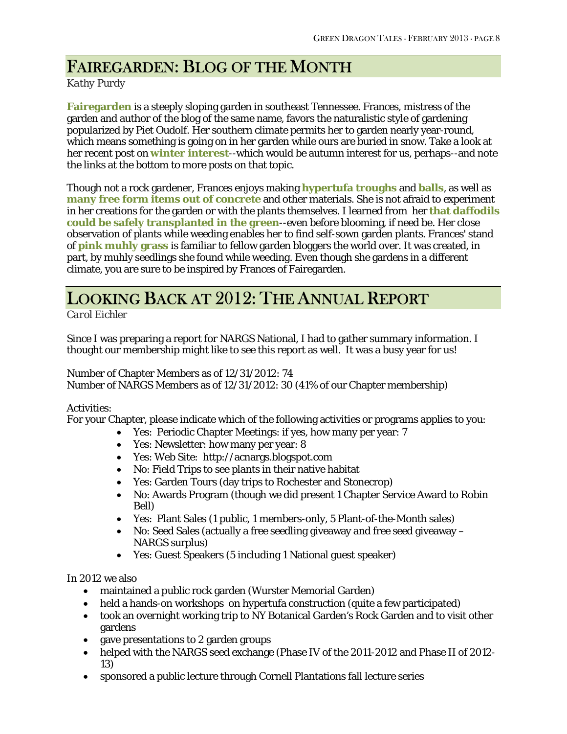## Fairegarden: Blog of the Month

*Kathy Purdy*

**Fairegarden** is a steeply sloping garden in southeast Tennessee. Frances, mistress of the garden and author of the blog of the same name, favors the naturalistic style of gardening popularized by Piet Oudolf. Her southern climate permits her to garden nearly year-round, which means something is going on in her garden while ours are buried in snow. Take a look at her recent post on **winter interest**--which would be autumn interest for us, perhaps--and note the links at the bottom to more posts on that topic.

Though not a rock gardener, Frances enjoys making **hypertufa troughs** and **balls**, as well as **many free form items out of concrete** and other materials. She is not afraid to experiment in her creations for the garden or with the plants themselves. I learned from her **that daffodils could be safely transplanted in the green**--even before blooming, if need be. Her close observation of plants while weeding enables her to find self-sown garden plants. Frances' stand of **pink muhly grass** is familiar to fellow garden bloggers the world over. It was created, in part, by muhly seedlings she found while weeding. Even though she gardens in a different climate, you are sure to be inspired by Frances of Fairegarden.

## Looking Back at 2012: The Annual Report

*Carol Eichler*

Since I was preparing a report for NARGS National, I had to gather summary information. I thought our membership might like to see this report as well. It was a busy year for us!

Number of Chapter Members as of 12/31/2012: 74
Number of NARGS Members as of 12/31/2012: 30 (41% of our Chapter membership)

Activities:
For your Chapter, please indicate which of the following activities or programs applies to you:

- Yes: Periodic Chapter Meetings: if yes, how many per year: 7
- Yes: Newsletter: how many per year: 8
- Yes: Web Site: http://acnargs.blogspot.com
- No: Field Trips to see plants in their native habitat
- Yes: Garden Tours (day trips to Rochester and Stonecrop)
- No: Awards Program (though we did present 1 Chapter Service Award to Robin Bell)
- Yes: Plant Sales (1 public, 1 members-only, 5 Plant-of-the-Month sales)
- No: Seed Sales (actually a free seedling giveaway and free seed giveaway – NARGS surplus)
- Yes: Guest Speakers (5 including 1 National guest speaker)

In 2012 we also

- maintained a public rock garden (Wurster Memorial Garden)
- held a hands-on workshops on hypertufa construction (quite a few participated)
- took an overnight working trip to NY Botanical Garden's Rock Garden and to visit other gardens
- gave presentations to 2 garden groups
- helped with the NARGS seed exchange (Phase IV of the 2011-2012 and Phase II of 2012-13)
- sponsored a public lecture through Cornell Plantations fall lecture series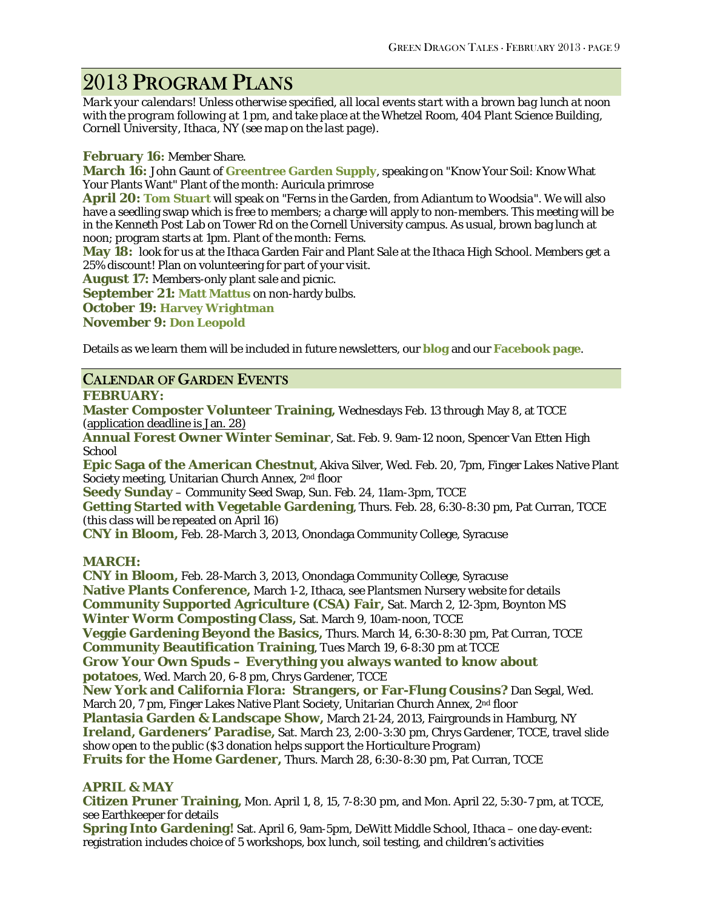## 2013 Program Plans

*Mark your calendars! Unless otherwise specified, all local events start with a brown bag lunch at noon with the program following at 1 pm, and take place at the Whetzel Room, 404 Plant Science Building, Cornell University, Ithaca, NY (see map on the last page).*

**February 16:** Member Share.

**March 16:** John Gaunt of **Greentree Garden Supply**, speaking on "Know Your Soil: Know What Your Plants Want" Plant of the month: Auricula primrose

**April 20:** **Tom Stuart** will speak on "Ferns in the Garden, from Adiantum to Woodsia". We will also have a seedling swap which is free to members; a charge will apply to non-members. This meeting will be in the Kenneth Post Lab on Tower Rd on the Cornell University campus. As usual, brown bag lunch at noon; program starts at 1pm. Plant of the month: Ferns.

**May 18:** look for us at the Ithaca Garden Fair and Plant Sale at the Ithaca High School. Members get a 25% discount! Plan on volunteering for part of your visit.

**August 17:** Members-only plant sale and picnic.

**September 21:** **Matt Mattus** on non-hardy bulbs.

**October 19:** **Harvey Wrightman**

**November 9:** **Don Leopold**

Details as we learn them will be included in future newsletters, our **blog** and our **Facebook page**.

## Calendar of Garden Events

### FEBRUARY:

**Master Composter Volunteer Training,** Wednesdays Feb. 13 through May 8, at TCCE (application deadline is Jan. 28)

**Annual Forest Owner Winter Seminar**, Sat. Feb. 9. 9am-12 noon, Spencer Van Etten High School

**Epic Saga of the American Chestnut**, Akiva Silver, Wed. Feb. 20, 7pm, Finger Lakes Native Plant Society meeting, Unitarian Church Annex, 2nd floor

**Seedy Sunday** – Community Seed Swap, Sun. Feb. 24, 11am-3pm, TCCE

**Getting Started with Vegetable Gardening**, Thurs. Feb. 28, 6:30-8:30 pm, Pat Curran, TCCE (this class will be repeated on April 16)

**CNY in Bloom,** Feb. 28-March 3, 2013, Onondaga Community College, Syracuse

### MARCH:

**CNY in Bloom,** Feb. 28-March 3, 2013, Onondaga Community College, Syracuse

**Native Plants Conference,** March 1-2, Ithaca, see Plantsmen Nursery website for details

**Community Supported Agriculture (CSA) Fair,** Sat. March 2, 12-3pm, Boynton MS

**Winter Worm Composting Class,** Sat. March 9, 10am-noon, TCCE

**Veggie Gardening Beyond the Basics,** Thurs. March 14, 6:30-8:30 pm, Pat Curran, TCCE

**Community Beautification Training**, Tues March 19, 6-8:30 pm at TCCE

**Grow Your Own Spuds – Everything you always wanted to know about potatoes**, Wed. March 20, 6-8 pm, Chrys Gardener, TCCE

**New York and California Flora: Strangers, or Far-Flung Cousins?** Dan Segal, Wed. March 20, 7 pm, Finger Lakes Native Plant Society, Unitarian Church Annex, 2nd floor

**Plantasia Garden & Landscape Show,** March 21-24, 2013, Fairgrounds in Hamburg, NY

**Ireland, Gardeners' Paradise,** Sat. March 23, 2:00-3:30 pm, Chrys Gardener, TCCE, travel slide show open to the public ($3 donation helps support the Horticulture Program)

**Fruits for the Home Gardener,** Thurs. March 28, 6:30-8:30 pm, Pat Curran, TCCE

### APRIL & MAY

**Citizen Pruner Training,** Mon. April 1, 8, 15, 7-8:30 pm, and Mon. April 22, 5:30-7 pm, at TCCE, see Earthkeeper for details

**Spring Into Gardening!** Sat. April 6, 9am-5pm, DeWitt Middle School, Ithaca – one day-event: registration includes choice of 5 workshops, box lunch, soil testing, and children's activities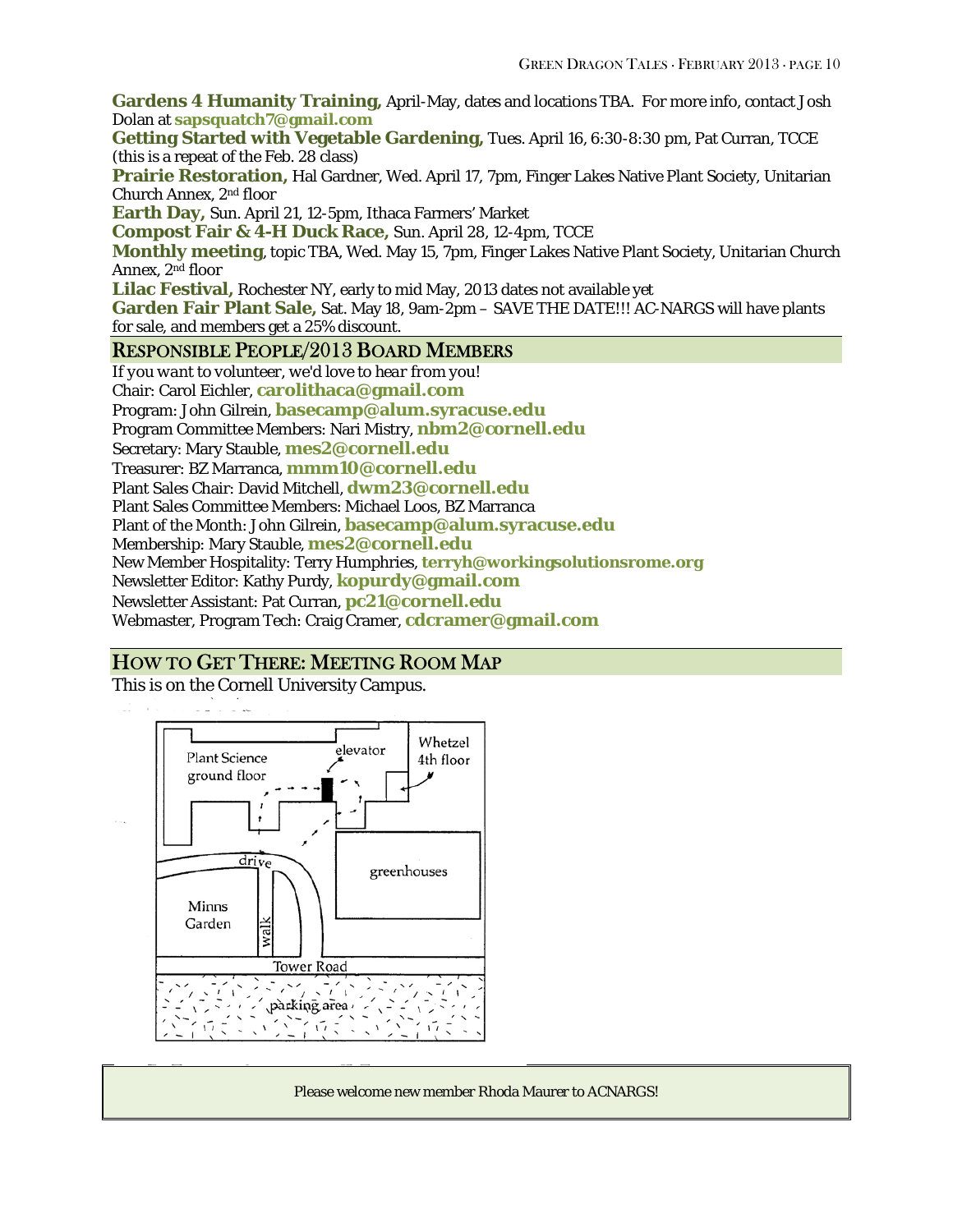**Gardens 4 Humanity Training,** April-May, dates and locations TBA. For more info, contact Josh Dolan at **sapsquatch7@gmail.com**

**Getting Started with Vegetable Gardening,** Tues. April 16, 6:30-8:30 pm, Pat Curran, TCCE (this is a repeat of the Feb. 28 class)

**Prairie Restoration,** Hal Gardner, Wed. April 17, 7pm, Finger Lakes Native Plant Society, Unitarian Church Annex, 2nd floor

**Earth Day,** Sun. April 21, 12-5pm, Ithaca Farmers' Market

**Compost Fair & 4-H Duck Race,** Sun. April 28, 12-4pm, TCCE

**Monthly meeting**, topic TBA, Wed. May 15, 7pm, Finger Lakes Native Plant Society, Unitarian Church Annex, 2nd floor

**Lilac Festival,** Rochester NY, early to mid May, 2013 dates not available yet

**Garden Fair Plant Sale,** Sat. May 18, 9am-2pm – SAVE THE DATE!!! AC-NARGS will have plants for sale, and members get a 25% discount.

## Responsible People/2013 Board Members

If you want to volunteer, we'd love to hear from you!

Chair: Carol Eichler, **carolithaca@gmail.com**
Program: John Gilrein, **basecamp@alum.syracuse.edu**
Program Committee Members: Nari Mistry, **nbm2@cornell.edu**
Secretary: Mary Stauble, **mes2@cornell.edu**
Treasurer: BZ Marranca, **mmm10@cornell.edu**
Plant Sales Chair: David Mitchell, **dwm23@cornell.edu**
Plant Sales Committee Members: Michael Loos, BZ Marranca
Plant of the Month: John Gilrein, **basecamp@alum.syracuse.edu**
Membership: Mary Stauble, **mes2@cornell.edu**
New Member Hospitality: Terry Humphries, **terryh@workingsolutionsrome.org**
Newsletter Editor: Kathy Purdy, **kopurdy@gmail.com**
Newsletter Assistant: Pat Curran, **pc21@cornell.edu**
Webmaster, Program Tech: Craig Cramer, **cdcramer@gmail.com**

## How to Get There: Meeting Room Map

This is on the Cornell University Campus.

Plant Science ground floor · elevator · Whetzel 4th floor · greenhouses · drive · Minns Garden · walk · Tower Road · parking area

Please welcome new member Rhoda Maurer to ACNARGS!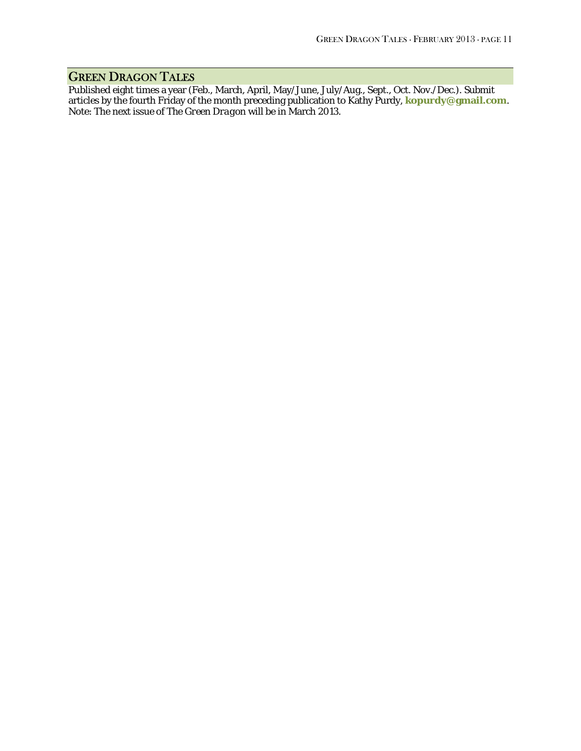## GREEN DRAGON TALES

Published eight times a year (Feb., March, April, May/June, July/Aug., Sept., Oct. Nov./Dec.). Submit articles by the fourth Friday of the month preceding publication to Kathy Purdy, **kopurdy@gmail.com**.

*Note: The next issue of The Green Dragon will be in March 2013.*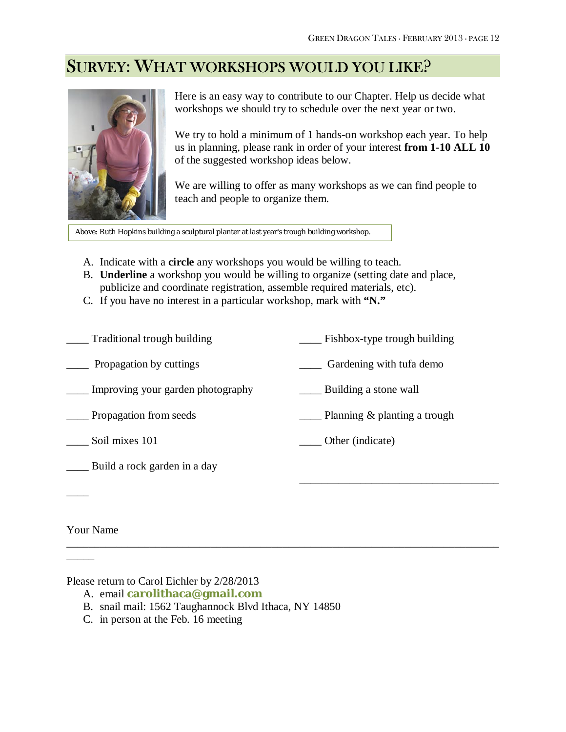# Survey: What Workshops Would You Like?

Here is an easy way to contribute to our Chapter. Help us decide what workshops we should try to schedule over the next year or two.

We try to hold a minimum of 1 hands-on workshop each year. To help us in planning, please rank in order of your interest **from 1-10 ALL 10** of the suggested workshop ideas below.

We are willing to offer as many workshops as we can find people to teach and people to organize them.

Above: Ruth Hopkins building a sculptural planter at last year's trough building workshop.

A. Indicate with a **circle** any workshops you would be willing to teach.
B. **Underline** a workshop you would be willing to organize (setting date and place, publicize and coordinate registration, assemble required materials, etc).
C. If you have no interest in a particular workshop, mark with **"N."**

____ Traditional trough building

____ Propagation by cuttings

____ Improving your garden photography

____ Propagation from seeds

____ Soil mixes 101

____ Build a rock garden in a day

____ Fishbox-type trough building

____ Gardening with tufa demo

____ Building a stone wall

____ Planning & planting a trough

____ Other (indicate)

_____________________________________

____

Your Name _______________________________________________________________________________

Please return to Carol Eichler by 2/28/2013

A. email **carolithaca@gmail.com**
B. snail mail: 1562 Taughannock Blvd Ithaca, NY 14850
C. in person at the Feb. 16 meeting